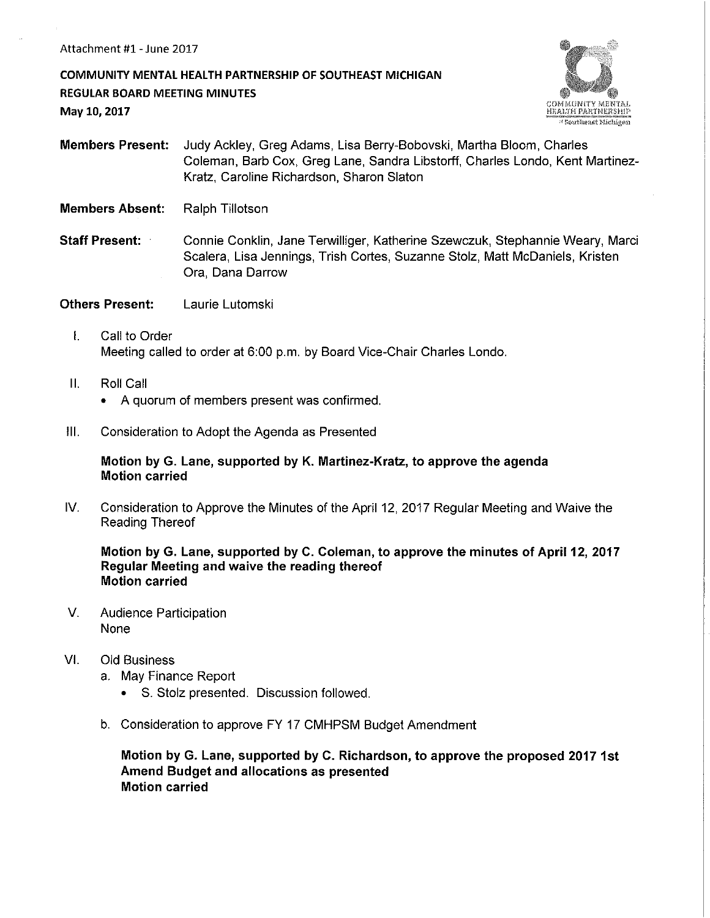Attachment #1 - June 2017

**COMMUNITY MENTAL HEALTH PARTNERSHIP OF SOUTHEAST MICHIGAN**
**REGULAR BOARD MEETING MINUTES**
**May 10, 2017**

**Members Present:** Judy Ackley, Greg Adams, Lisa Berry-Bobovski, Martha Bloom, Charles Coleman, Barb Cox, Greg Lane, Sandra Libstorff, Charles Londo, Kent Martinez-Kratz, Caroline Richardson, Sharon Slaton

**Members Absent:** Ralph Tillotson

**Staff Present:** Connie Conklin, Jane Terwilliger, Katherine Szewczuk, Stephannie Weary, Marci Scalera, Lisa Jennings, Trish Cortes, Suzanne Stolz, Matt McDaniels, Kristen Ora, Dana Darrow

**Others Present:** Laurie Lutomski

I. Call to Order
Meeting called to order at 6:00 p.m. by Board Vice-Chair Charles Londo.

II. Roll Call
- A quorum of members present was confirmed.

III. Consideration to Adopt the Agenda as Presented

**Motion by G. Lane, supported by K. Martinez-Kratz, to approve the agenda**
**Motion carried**

IV. Consideration to Approve the Minutes of the April 12, 2017 Regular Meeting and Waive the Reading Thereof

**Motion by G. Lane, supported by C. Coleman, to approve the minutes of April 12, 2017 Regular Meeting and waive the reading thereof**
**Motion carried**

V. Audience Participation
None

VI. Old Business
a. May Finance Report
- S. Stolz presented. Discussion followed.

b. Consideration to approve FY 17 CMHPSM Budget Amendment

**Motion by G. Lane, supported by C. Richardson, to approve the proposed 2017 1st Amend Budget and allocations as presented**
**Motion carried**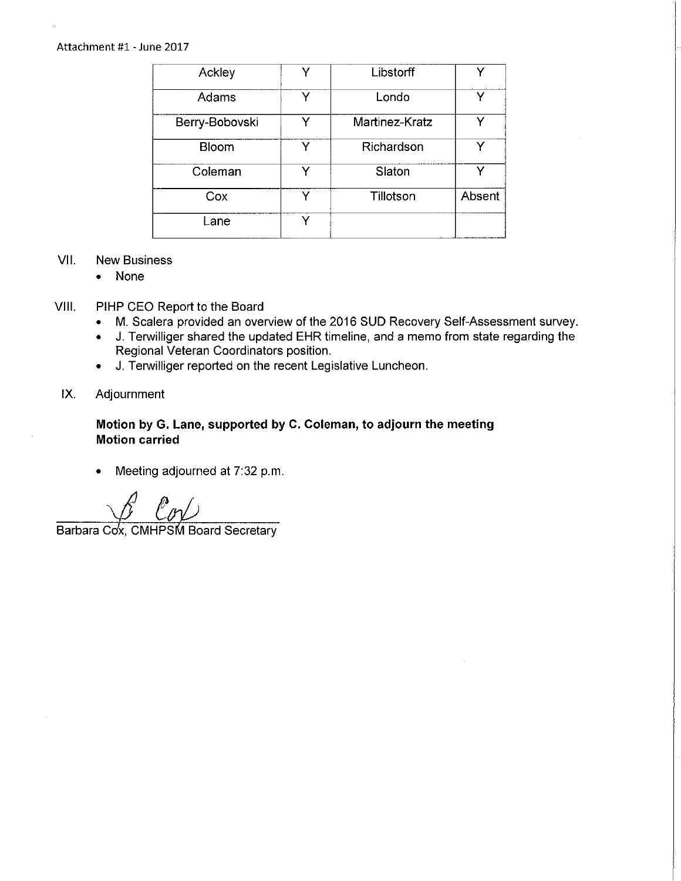Attachment #1 - June 2017

| | | | |
|---|---|---|---|
| Ackley | Y | Libstorff | Y |
| Adams | Y | Londo | Y |
| Berry-Bobovski | Y | Martinez-Kratz | Y |
| Bloom | Y | Richardson | Y |
| Coleman | Y | Slaton | Y |
| Cox | Y | Tillotson | Absent |
| Lane | Y | | |

VII. New Business
- None

VIII. PIHP CEO Report to the Board
- M. Scalera provided an overview of the 2016 SUD Recovery Self-Assessment survey.
- J. Terwilliger shared the updated EHR timeline, and a memo from state regarding the Regional Veteran Coordinators position.
- J. Terwilliger reported on the recent Legislative Luncheon.

IX. Adjournment

**Motion by G. Lane, supported by C. Coleman, to adjourn the meeting**
**Motion carried**

- Meeting adjourned at 7:32 p.m.

Barbara Cox, CMHPSM Board Secretary